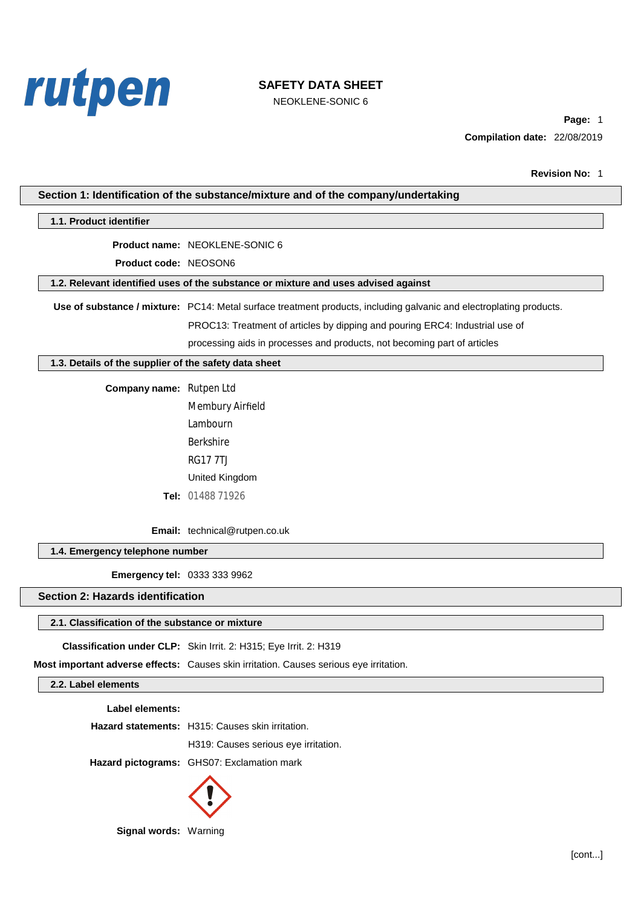rutpen

# SAFETY DATA SHEET

NEOKLENE-SONIC 6

**Page:** 1

**Compilation date:** 22/08/2019

**Revision No:** 1

## Section 1: Identification of the substance/mixture and of the company/undertaking

### 1.1. Product identifier

**Product name:** NEOKLENE-SONIC 6

**Product code:** NEOSON6

### 1.2. Relevant identified uses of the substance or mixture and uses advised against

**Use of substance / mixture:** PC14: Metal surface treatment products, including galvanic and electroplating products. PROC13: Treatment of articles by dipping and pouring ERC4: Industrial use of processing aids in processes and products, not becoming part of articles

### 1.3. Details of the supplier of the safety data sheet

**Company name:** Rutpen Ltd
Membury Airfield
Lambourn
Berkshire
RG17 7TJ
United Kingdom

**Tel:** 01488 71926

**Email:** technical@rutpen.co.uk

### 1.4. Emergency telephone number

**Emergency tel:** 0333 333 9962

## Section 2: Hazards identification

### 2.1. Classification of the substance or mixture

**Classification under CLP:** Skin Irrit. 2: H315; Eye Irrit. 2: H319

**Most important adverse effects:** Causes skin irritation. Causes serious eye irritation.

### 2.2. Label elements

**Label elements:**

**Hazard statements:** H315: Causes skin irritation.
H319: Causes serious eye irritation.

**Hazard pictograms:** GHS07: Exclamation mark

**Signal words:** Warning

[cont...]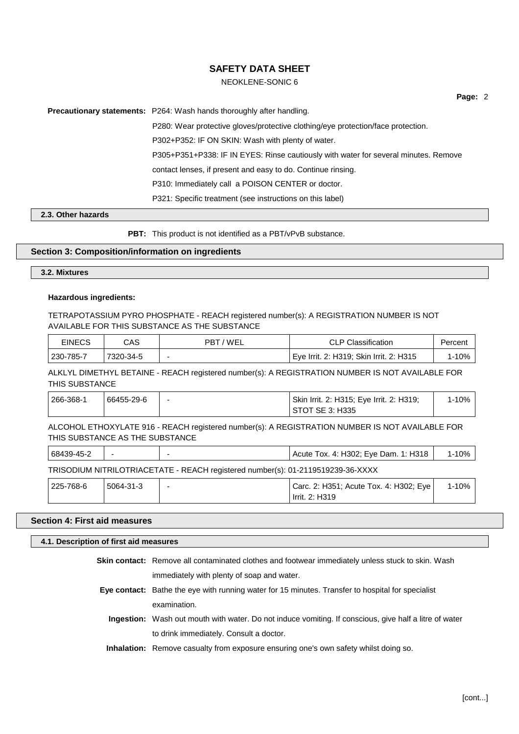**Precautionary statements:** P264: Wash hands thoroughly after handling.

P280: Wear protective gloves/protective clothing/eye protection/face protection.

P302+P352: IF ON SKIN: Wash with plenty of water.

P305+P351+P338: IF IN EYES: Rinse cautiously with water for several minutes. Remove contact lenses, if present and easy to do. Continue rinsing.

P310: Immediately call a POISON CENTER or doctor.

P321: Specific treatment (see instructions on this label)

### 2.3. Other hazards

**PBT:** This product is not identified as a PBT/vPvB substance.

## Section 3: Composition/information on ingredients

### 3.2. Mixtures

**Hazardous ingredients:**

TETRAPOTASSIUM PYRO PHOSPHATE - REACH registered number(s): A REGISTRATION NUMBER IS NOT AVAILABLE FOR THIS SUBSTANCE AS THE SUBSTANCE

| EINECS | CAS | PBT / WEL | CLP Classification | Percent |
|---|---|---|---|---|
| 230-785-7 | 7320-34-5 | - | Eye Irrit. 2: H319; Skin Irrit. 2: H315 | 1-10% |

ALKLYL DIMETHYL BETAINE - REACH registered number(s): A REGISTRATION NUMBER IS NOT AVAILABLE FOR THIS SUBSTANCE

| EINECS | CAS | PBT / WEL | CLP Classification | Percent |
|---|---|---|---|---|
| 266-368-1 | 66455-29-6 | - | Skin Irrit. 2: H315; Eye Irrit. 2: H319; STOT SE 3: H335 | 1-10% |

ALCOHOL ETHOXYLATE 916 - REACH registered number(s): A REGISTRATION NUMBER IS NOT AVAILABLE FOR THIS SUBSTANCE AS THE SUBSTANCE

| EINECS | CAS | PBT / WEL | CLP Classification | Percent |
|---|---|---|---|---|
| 68439-45-2 | - | - | Acute Tox. 4: H302; Eye Dam. 1: H318 | 1-10% |

TRISODIUM NITRILOTRIACETATE - REACH registered number(s): 01-2119519239-36-XXXX

| EINECS | CAS | PBT / WEL | CLP Classification | Percent |
|---|---|---|---|---|
| 225-768-6 | 5064-31-3 | - | Carc. 2: H351; Acute Tox. 4: H302; Eye Irrit. 2: H319 | 1-10% |

## Section 4: First aid measures

### 4.1. Description of first aid measures

**Skin contact:** Remove all contaminated clothes and footwear immediately unless stuck to skin. Wash immediately with plenty of soap and water.

**Eye contact:** Bathe the eye with running water for 15 minutes. Transfer to hospital for specialist examination.

**Ingestion:** Wash out mouth with water. Do not induce vomiting. If conscious, give half a litre of water to drink immediately. Consult a doctor.

**Inhalation:** Remove casualty from exposure ensuring one's own safety whilst doing so.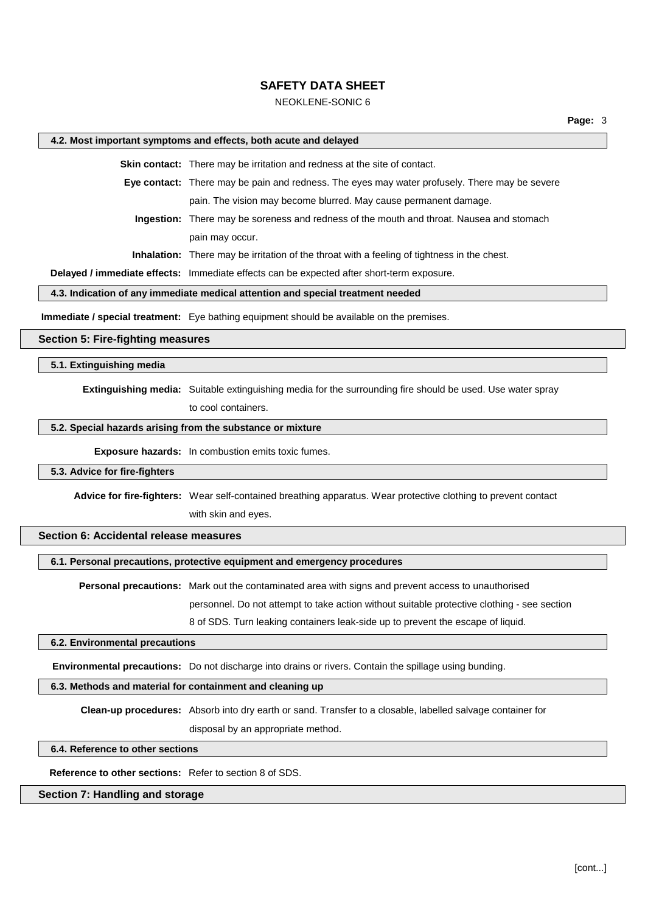### 4.2. Most important symptoms and effects, both acute and delayed

**Skin contact:** There may be irritation and redness at the site of contact.

**Eye contact:** There may be pain and redness. The eyes may water profusely. There may be severe pain. The vision may become blurred. May cause permanent damage.

**Ingestion:** There may be soreness and redness of the mouth and throat. Nausea and stomach pain may occur.

**Inhalation:** There may be irritation of the throat with a feeling of tightness in the chest.

**Delayed / immediate effects:** Immediate effects can be expected after short-term exposure.

### 4.3. Indication of any immediate medical attention and special treatment needed

**Immediate / special treatment:** Eye bathing equipment should be available on the premises.

## Section 5: Fire-fighting measures

### 5.1. Extinguishing media

**Extinguishing media:** Suitable extinguishing media for the surrounding fire should be used. Use water spray to cool containers.

### 5.2. Special hazards arising from the substance or mixture

**Exposure hazards:** In combustion emits toxic fumes.

### 5.3. Advice for fire-fighters

**Advice for fire-fighters:** Wear self-contained breathing apparatus. Wear protective clothing to prevent contact with skin and eyes.

## Section 6: Accidental release measures

### 6.1. Personal precautions, protective equipment and emergency procedures

**Personal precautions:** Mark out the contaminated area with signs and prevent access to unauthorised personnel. Do not attempt to take action without suitable protective clothing - see section 8 of SDS. Turn leaking containers leak-side up to prevent the escape of liquid.

### 6.2. Environmental precautions

**Environmental precautions:** Do not discharge into drains or rivers. Contain the spillage using bunding.

### 6.3. Methods and material for containment and cleaning up

**Clean-up procedures:** Absorb into dry earth or sand. Transfer to a closable, labelled salvage container for disposal by an appropriate method.

### 6.4. Reference to other sections

**Reference to other sections:** Refer to section 8 of SDS.

## Section 7: Handling and storage

[cont...]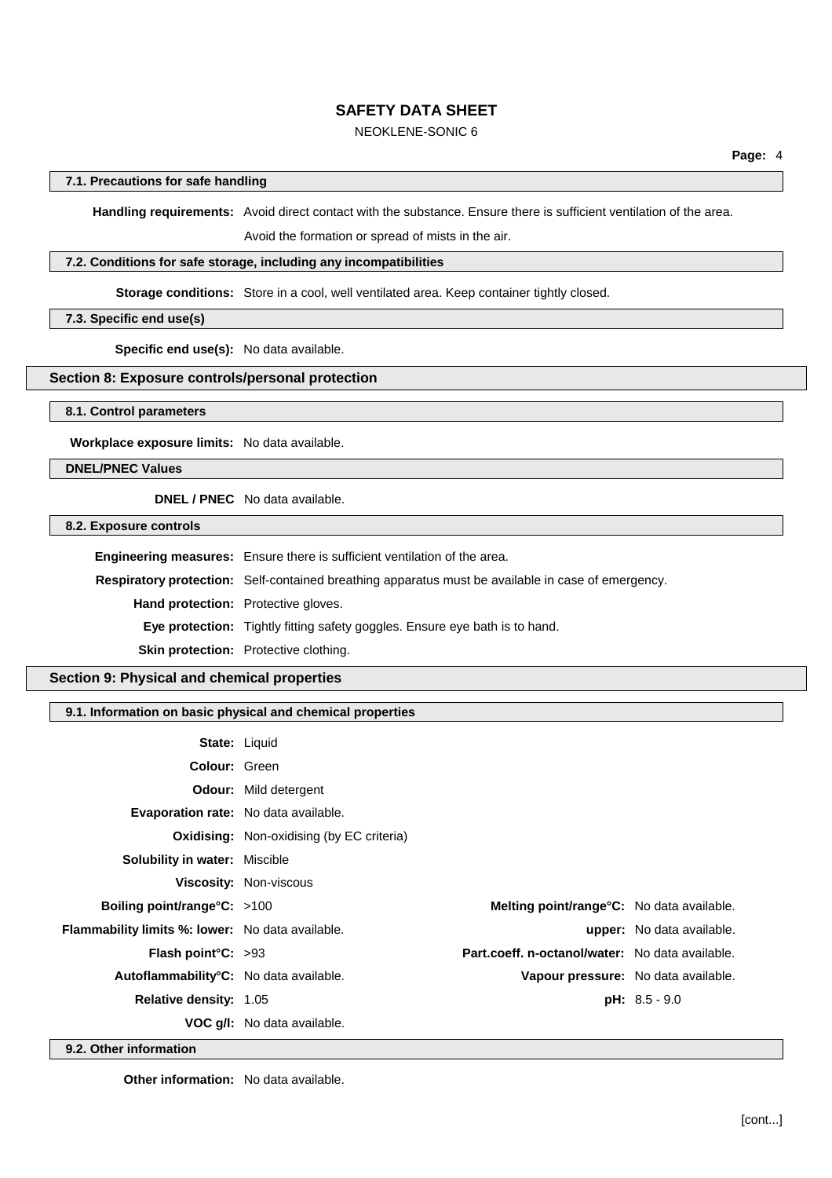#### 7.1. Precautions for safe handling

**Handling requirements:** Avoid direct contact with the substance. Ensure there is sufficient ventilation of the area.

Avoid the formation or spread of mists in the air.

#### 7.2. Conditions for safe storage, including any incompatibilities

**Storage conditions:** Store in a cool, well ventilated area. Keep container tightly closed.

#### 7.3. Specific end use(s)

**Specific end use(s):** No data available.

## Section 8: Exposure controls/personal protection

#### 8.1. Control parameters

**Workplace exposure limits:** No data available.

#### DNEL/PNEC Values

**DNEL / PNEC** No data available.

#### 8.2. Exposure controls

**Engineering measures:** Ensure there is sufficient ventilation of the area.

**Respiratory protection:** Self-contained breathing apparatus must be available in case of emergency.

**Hand protection:** Protective gloves.

**Eye protection:** Tightly fitting safety goggles. Ensure eye bath is to hand.

**Skin protection:** Protective clothing.

## Section 9: Physical and chemical properties

#### 9.1. Information on basic physical and chemical properties

**State:** Liquid

**Colour:** Green

**Odour:** Mild detergent

**Evaporation rate:** No data available.

**Oxidising:** Non-oxidising (by EC criteria)

**Solubility in water:** Miscible

**Viscosity:** Non-viscous

| | | | |
|---|---|---|---|
| **Boiling point/range°C:** | >100 | **Melting point/range°C:** | No data available. |
| **Flammability limits %: lower:** | No data available. | **upper:** | No data available. |
| **Flash point°C:** | >93 | **Part.coeff. n-octanol/water:** | No data available. |
| **Autoflammability°C:** | No data available. | **Vapour pressure:** | No data available. |
| **Relative density:** | 1.05 | **pH:** | 8.5 - 9.0 |

**VOC g/l:** No data available.

#### 9.2. Other information

**Other information:** No data available.

[cont...]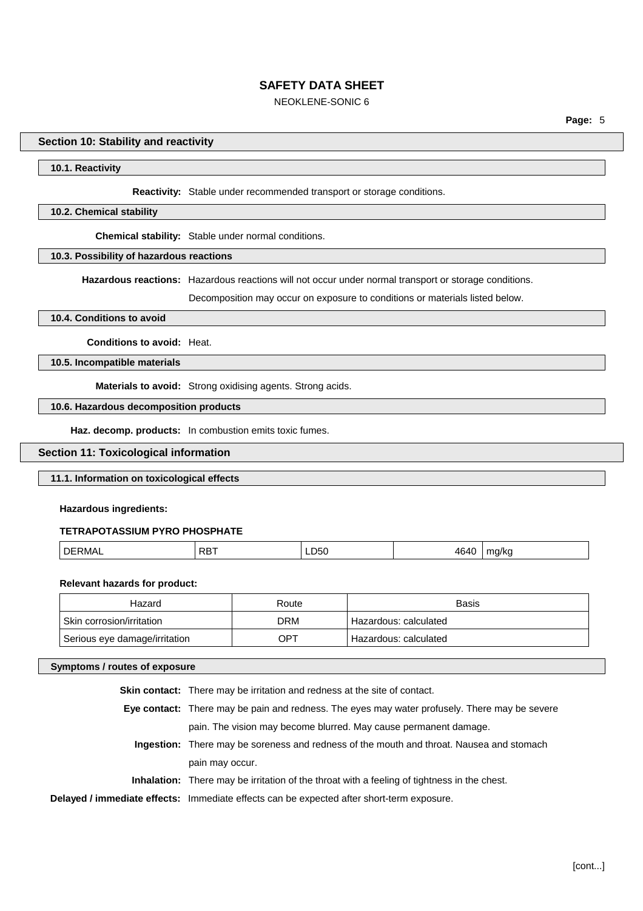## Section 10: Stability and reactivity

### 10.1. Reactivity

**Reactivity:** Stable under recommended transport or storage conditions.

### 10.2. Chemical stability

**Chemical stability:** Stable under normal conditions.

### 10.3. Possibility of hazardous reactions

**Hazardous reactions:** Hazardous reactions will not occur under normal transport or storage conditions.

Decomposition may occur on exposure to conditions or materials listed below.

### 10.4. Conditions to avoid

**Conditions to avoid:** Heat.

### 10.5. Incompatible materials

**Materials to avoid:** Strong oxidising agents. Strong acids.

### 10.6. Hazardous decomposition products

**Haz. decomp. products:** In combustion emits toxic fumes.

## Section 11: Toxicological information

### 11.1. Information on toxicological effects

**Hazardous ingredients:**

**TETRAPOTASSIUM PYRO PHOSPHATE**

| | | | | |
|---|---|---|---|---|
| DERMAL | RBT | LD50 | 4640 | mg/kg |

**Relevant hazards for product:**

| Hazard | Route | Basis |
|---|---|---|
| Skin corrosion/irritation | DRM | Hazardous: calculated |
| Serious eye damage/irritation | OPT | Hazardous: calculated |

### Symptoms / routes of exposure

**Skin contact:** There may be irritation and redness at the site of contact.

**Eye contact:** There may be pain and redness. The eyes may water profusely. There may be severe pain. The vision may become blurred. May cause permanent damage.

**Ingestion:** There may be soreness and redness of the mouth and throat. Nausea and stomach pain may occur.

**Inhalation:** There may be irritation of the throat with a feeling of tightness in the chest.

**Delayed / immediate effects:** Immediate effects can be expected after short-term exposure.

[cont...]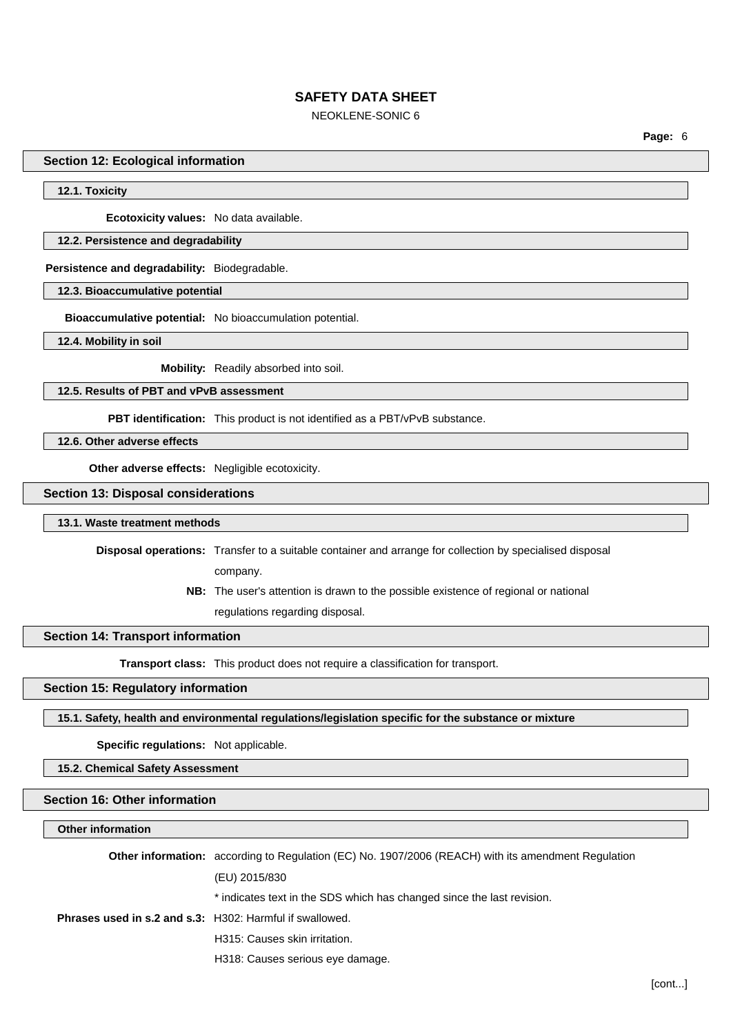## Section 12: Ecological information

### 12.1. Toxicity

**Ecotoxicity values:** No data available.

### 12.2. Persistence and degradability

**Persistence and degradability:** Biodegradable.

### 12.3. Bioaccumulative potential

**Bioaccumulative potential:** No bioaccumulation potential.

### 12.4. Mobility in soil

**Mobility:** Readily absorbed into soil.

### 12.5. Results of PBT and vPvB assessment

**PBT identification:** This product is not identified as a PBT/vPvB substance.

### 12.6. Other adverse effects

**Other adverse effects:** Negligible ecotoxicity.

## Section 13: Disposal considerations

### 13.1. Waste treatment methods

**Disposal operations:** Transfer to a suitable container and arrange for collection by specialised disposal company.

**NB:** The user's attention is drawn to the possible existence of regional or national regulations regarding disposal.

## Section 14: Transport information

**Transport class:** This product does not require a classification for transport.

## Section 15: Regulatory information

### 15.1. Safety, health and environmental regulations/legislation specific for the substance or mixture

**Specific regulations:** Not applicable.

### 15.2. Chemical Safety Assessment

## Section 16: Other information

### Other information

**Other information:** according to Regulation (EC) No. 1907/2006 (REACH) with its amendment Regulation (EU) 2015/830

* indicates text in the SDS which has changed since the last revision.

**Phrases used in s.2 and s.3:** H302: Harmful if swallowed.

H315: Causes skin irritation.

H318: Causes serious eye damage.

[cont...]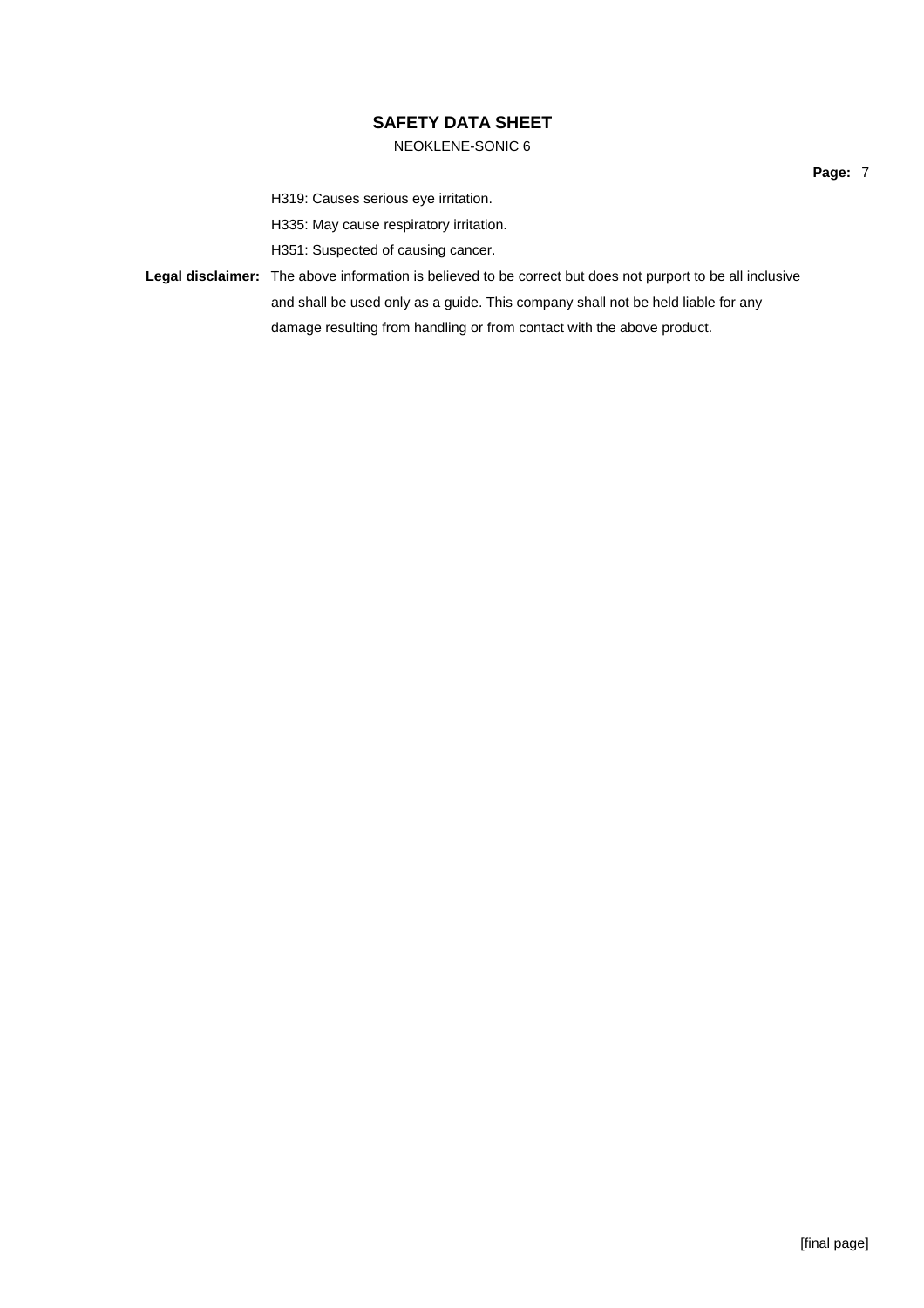H319: Causes serious eye irritation.

H335: May cause respiratory irritation.

H351: Suspected of causing cancer.

**Legal disclaimer:** The above information is believed to be correct but does not purport to be all inclusive and shall be used only as a guide. This company shall not be held liable for any damage resulting from handling or from contact with the above product.

[final page]